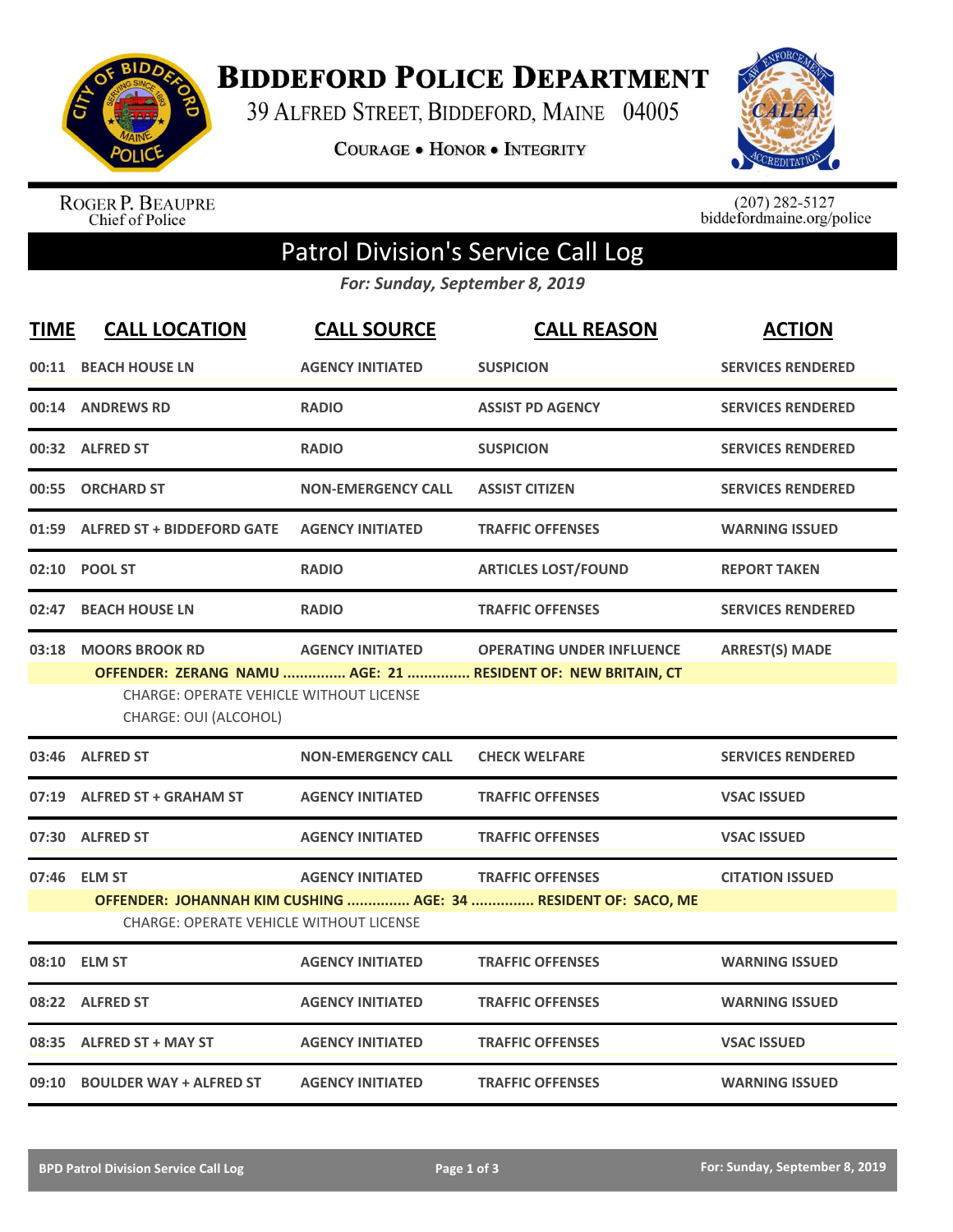# BIDDEFORD POLICE DEPARTMENT

39 ALFRED STREET, BIDDEFORD, MAINE 04005

COURAGE • HONOR • INTEGRITY

ROGER P. BEAUPRE
Chief of Police

(207) 282-5127
biddefordmaine.org/police

## Patrol Division's Service Call Log

*For: Sunday, September 8, 2019*

| TIME | CALL LOCATION | CALL SOURCE | CALL REASON | ACTION |
|---|---|---|---|---|
| 00:11 | BEACH HOUSE LN | AGENCY INITIATED | SUSPICION | SERVICES RENDERED |
| 00:14 | ANDREWS RD | RADIO | ASSIST PD AGENCY | SERVICES RENDERED |
| 00:32 | ALFRED ST | RADIO | SUSPICION | SERVICES RENDERED |
| 00:55 | ORCHARD ST | NON-EMERGENCY CALL | ASSIST CITIZEN | SERVICES RENDERED |
| 01:59 | ALFRED ST + BIDDEFORD GATE | AGENCY INITIATED | TRAFFIC OFFENSES | WARNING ISSUED |
| 02:10 | POOL ST | RADIO | ARTICLES LOST/FOUND | REPORT TAKEN |
| 02:47 | BEACH HOUSE LN | RADIO | TRAFFIC OFFENSES | SERVICES RENDERED |
| 03:18 | MOORS BROOK RD | AGENCY INITIATED | OPERATING UNDER INFLUENCE | ARREST(S) MADE |
| | OFFENDER: ZERANG NAMU ............... AGE: 21 ............... RESIDENT OF: NEW BRITAIN, CT<br>CHARGE: OPERATE VEHICLE WITHOUT LICENSE<br>CHARGE: OUI (ALCOHOL) | | | |
| 03:46 | ALFRED ST | NON-EMERGENCY CALL | CHECK WELFARE | SERVICES RENDERED |
| 07:19 | ALFRED ST + GRAHAM ST | AGENCY INITIATED | TRAFFIC OFFENSES | VSAC ISSUED |
| 07:30 | ALFRED ST | AGENCY INITIATED | TRAFFIC OFFENSES | VSAC ISSUED |
| 07:46 | ELM ST | AGENCY INITIATED | TRAFFIC OFFENSES | CITATION ISSUED |
| | OFFENDER: JOHANNAH KIM CUSHING ............... AGE: 34 ............... RESIDENT OF: SACO, ME<br>CHARGE: OPERATE VEHICLE WITHOUT LICENSE | | | |
| 08:10 | ELM ST | AGENCY INITIATED | TRAFFIC OFFENSES | WARNING ISSUED |
| 08:22 | ALFRED ST | AGENCY INITIATED | TRAFFIC OFFENSES | WARNING ISSUED |
| 08:35 | ALFRED ST + MAY ST | AGENCY INITIATED | TRAFFIC OFFENSES | VSAC ISSUED |
| 09:10 | BOULDER WAY + ALFRED ST | AGENCY INITIATED | TRAFFIC OFFENSES | WARNING ISSUED |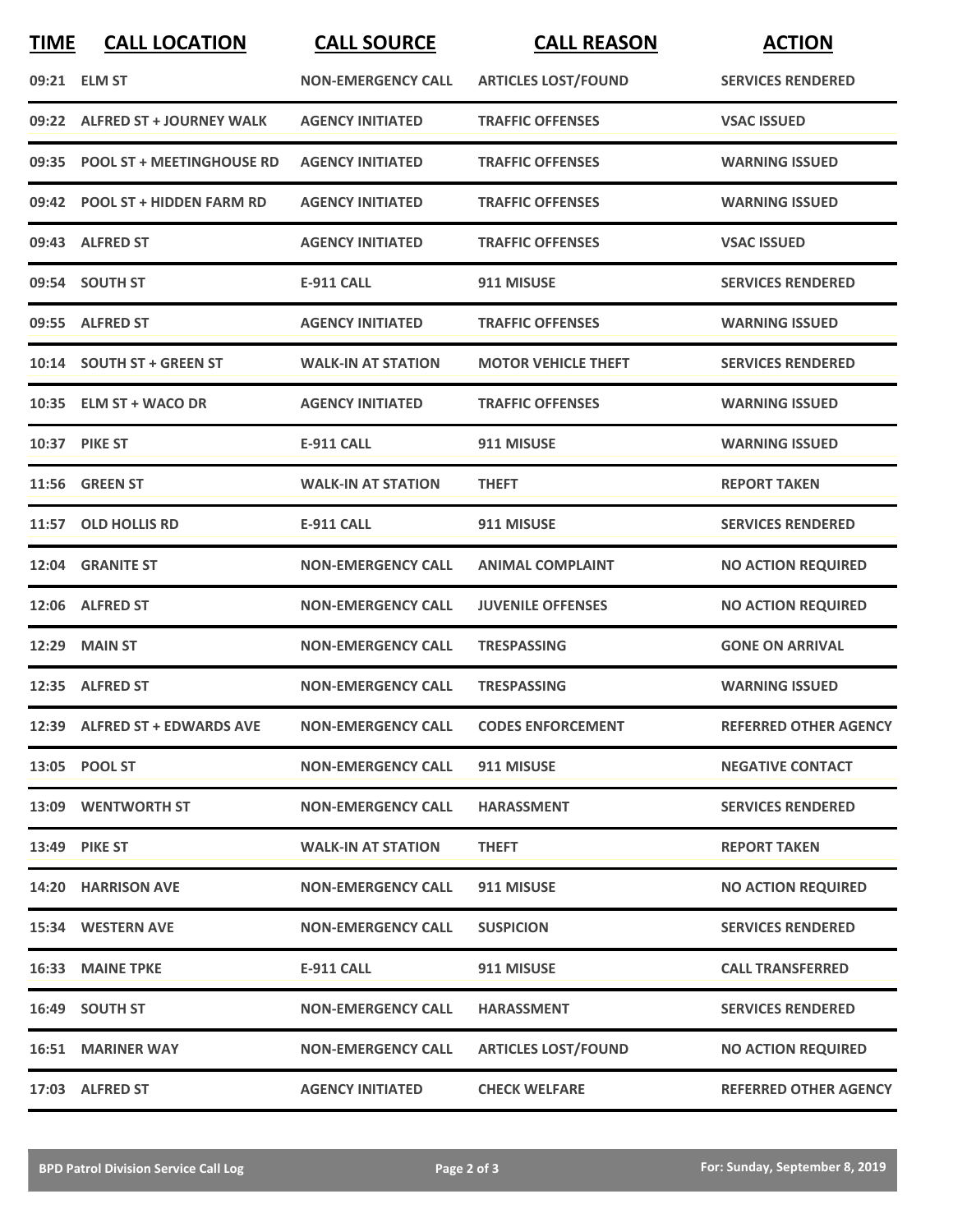| TIME | CALL LOCATION | CALL SOURCE | CALL REASON | ACTION |
|---|---|---|---|---|
| 09:21 | ELM ST | NON-EMERGENCY CALL | ARTICLES LOST/FOUND | SERVICES RENDERED |
| 09:22 | ALFRED ST + JOURNEY WALK | AGENCY INITIATED | TRAFFIC OFFENSES | VSAC ISSUED |
| 09:35 | POOL ST + MEETINGHOUSE RD | AGENCY INITIATED | TRAFFIC OFFENSES | WARNING ISSUED |
| 09:42 | POOL ST + HIDDEN FARM RD | AGENCY INITIATED | TRAFFIC OFFENSES | WARNING ISSUED |
| 09:43 | ALFRED ST | AGENCY INITIATED | TRAFFIC OFFENSES | VSAC ISSUED |
| 09:54 | SOUTH ST | E-911 CALL | 911 MISUSE | SERVICES RENDERED |
| 09:55 | ALFRED ST | AGENCY INITIATED | TRAFFIC OFFENSES | WARNING ISSUED |
| 10:14 | SOUTH ST + GREEN ST | WALK-IN AT STATION | MOTOR VEHICLE THEFT | SERVICES RENDERED |
| 10:35 | ELM ST + WACO DR | AGENCY INITIATED | TRAFFIC OFFENSES | WARNING ISSUED |
| 10:37 | PIKE ST | E-911 CALL | 911 MISUSE | WARNING ISSUED |
| 11:56 | GREEN ST | WALK-IN AT STATION | THEFT | REPORT TAKEN |
| 11:57 | OLD HOLLIS RD | E-911 CALL | 911 MISUSE | SERVICES RENDERED |
| 12:04 | GRANITE ST | NON-EMERGENCY CALL | ANIMAL COMPLAINT | NO ACTION REQUIRED |
| 12:06 | ALFRED ST | NON-EMERGENCY CALL | JUVENILE OFFENSES | NO ACTION REQUIRED |
| 12:29 | MAIN ST | NON-EMERGENCY CALL | TRESPASSING | GONE ON ARRIVAL |
| 12:35 | ALFRED ST | NON-EMERGENCY CALL | TRESPASSING | WARNING ISSUED |
| 12:39 | ALFRED ST + EDWARDS AVE | NON-EMERGENCY CALL | CODES ENFORCEMENT | REFERRED OTHER AGENCY |
| 13:05 | POOL ST | NON-EMERGENCY CALL | 911 MISUSE | NEGATIVE CONTACT |
| 13:09 | WENTWORTH ST | NON-EMERGENCY CALL | HARASSMENT | SERVICES RENDERED |
| 13:49 | PIKE ST | WALK-IN AT STATION | THEFT | REPORT TAKEN |
| 14:20 | HARRISON AVE | NON-EMERGENCY CALL | 911 MISUSE | NO ACTION REQUIRED |
| 15:34 | WESTERN AVE | NON-EMERGENCY CALL | SUSPICION | SERVICES RENDERED |
| 16:33 | MAINE TPKE | E-911 CALL | 911 MISUSE | CALL TRANSFERRED |
| 16:49 | SOUTH ST | NON-EMERGENCY CALL | HARASSMENT | SERVICES RENDERED |
| 16:51 | MARINER WAY | NON-EMERGENCY CALL | ARTICLES LOST/FOUND | NO ACTION REQUIRED |
| 17:03 | ALFRED ST | AGENCY INITIATED | CHECK WELFARE | REFERRED OTHER AGENCY |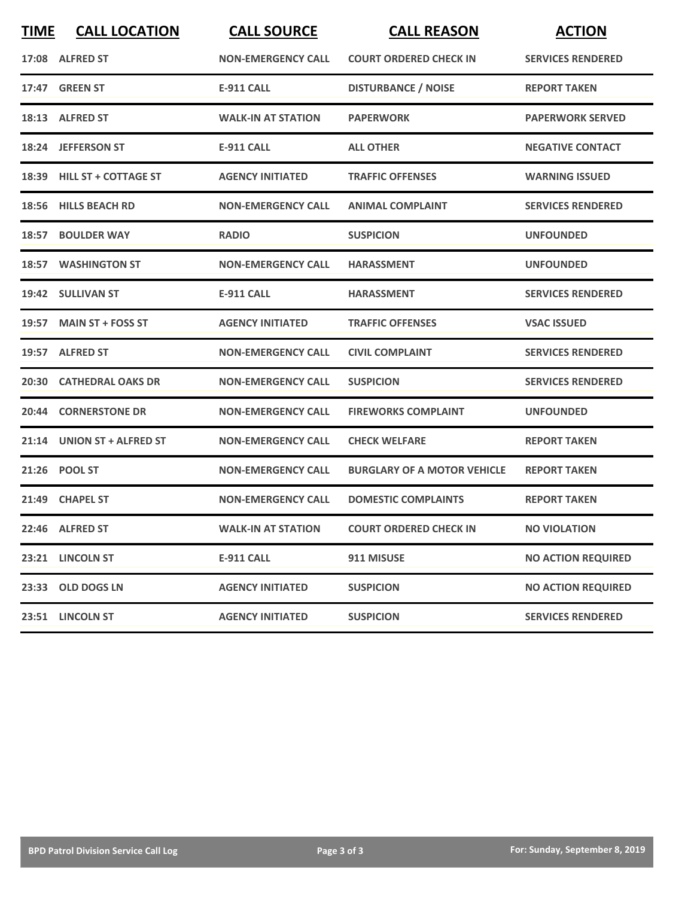| TIME | CALL LOCATION | CALL SOURCE | CALL REASON | ACTION |
|---|---|---|---|---|
| 17:08 | ALFRED ST | NON-EMERGENCY CALL | COURT ORDERED CHECK IN | SERVICES RENDERED |
| 17:47 | GREEN ST | E-911 CALL | DISTURBANCE / NOISE | REPORT TAKEN |
| 18:13 | ALFRED ST | WALK-IN AT STATION | PAPERWORK | PAPERWORK SERVED |
| 18:24 | JEFFERSON ST | E-911 CALL | ALL OTHER | NEGATIVE CONTACT |
| 18:39 | HILL ST + COTTAGE ST | AGENCY INITIATED | TRAFFIC OFFENSES | WARNING ISSUED |
| 18:56 | HILLS BEACH RD | NON-EMERGENCY CALL | ANIMAL COMPLAINT | SERVICES RENDERED |
| 18:57 | BOULDER WAY | RADIO | SUSPICION | UNFOUNDED |
| 18:57 | WASHINGTON ST | NON-EMERGENCY CALL | HARASSMENT | UNFOUNDED |
| 19:42 | SULLIVAN ST | E-911 CALL | HARASSMENT | SERVICES RENDERED |
| 19:57 | MAIN ST + FOSS ST | AGENCY INITIATED | TRAFFIC OFFENSES | VSAC ISSUED |
| 19:57 | ALFRED ST | NON-EMERGENCY CALL | CIVIL COMPLAINT | SERVICES RENDERED |
| 20:30 | CATHEDRAL OAKS DR | NON-EMERGENCY CALL | SUSPICION | SERVICES RENDERED |
| 20:44 | CORNERSTONE DR | NON-EMERGENCY CALL | FIREWORKS COMPLAINT | UNFOUNDED |
| 21:14 | UNION ST + ALFRED ST | NON-EMERGENCY CALL | CHECK WELFARE | REPORT TAKEN |
| 21:26 | POOL ST | NON-EMERGENCY CALL | BURGLARY OF A MOTOR VEHICLE | REPORT TAKEN |
| 21:49 | CHAPEL ST | NON-EMERGENCY CALL | DOMESTIC COMPLAINTS | REPORT TAKEN |
| 22:46 | ALFRED ST | WALK-IN AT STATION | COURT ORDERED CHECK IN | NO VIOLATION |
| 23:21 | LINCOLN ST | E-911 CALL | 911 MISUSE | NO ACTION REQUIRED |
| 23:33 | OLD DOGS LN | AGENCY INITIATED | SUSPICION | NO ACTION REQUIRED |
| 23:51 | LINCOLN ST | AGENCY INITIATED | SUSPICION | SERVICES RENDERED |